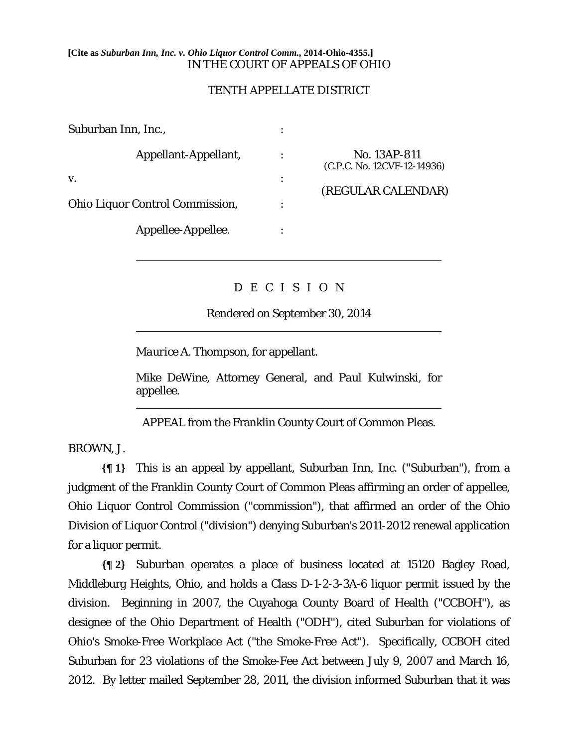**[Cite as *Suburban Inn, Inc. v. Ohio Liquor Control Comm.*, 2014-Ohio-4355.]**

IN THE COURT OF APPEALS OF OHIO

TENTH APPELLATE DISTRICT

| | | |
|---|---|---|
| Suburban Inn, Inc., | : | |
| Appellant-Appellant, | : | No. 13AP-811 (C.P.C. No. 12CVF-12-14936) |
| v. | : | (REGULAR CALENDAR) |
| Ohio Liquor Control Commission, | : | |
| Appellee-Appellee. | : | |

---

D E C I S I O N

Rendered on September 30, 2014

---

*Maurice A. Thompson*, for appellant.

*Mike DeWine*, Attorney General, and *Paul Kulwinski*, for appellee.

---

APPEAL from the Franklin County Court of Common Pleas.

BROWN, J.

**{¶ 1}** This is an appeal by appellant, Suburban Inn, Inc. ("Suburban"), from a judgment of the Franklin County Court of Common Pleas affirming an order of appellee, Ohio Liquor Control Commission ("commission"), that affirmed an order of the Ohio Division of Liquor Control ("division") denying Suburban's 2011-2012 renewal application for a liquor permit.

**{¶ 2}** Suburban operates a place of business located at 15120 Bagley Road, Middleburg Heights, Ohio, and holds a Class D-1-2-3-3A-6 liquor permit issued by the division. Beginning in 2007, the Cuyahoga County Board of Health ("CCBOH"), as designee of the Ohio Department of Health ("ODH"), cited Suburban for violations of Ohio's Smoke-Free Workplace Act ("the Smoke-Free Act"). Specifically, CCBOH cited Suburban for 23 violations of the Smoke-Fee Act between July 9, 2007 and March 16, 2012. By letter mailed September 28, 2011, the division informed Suburban that it was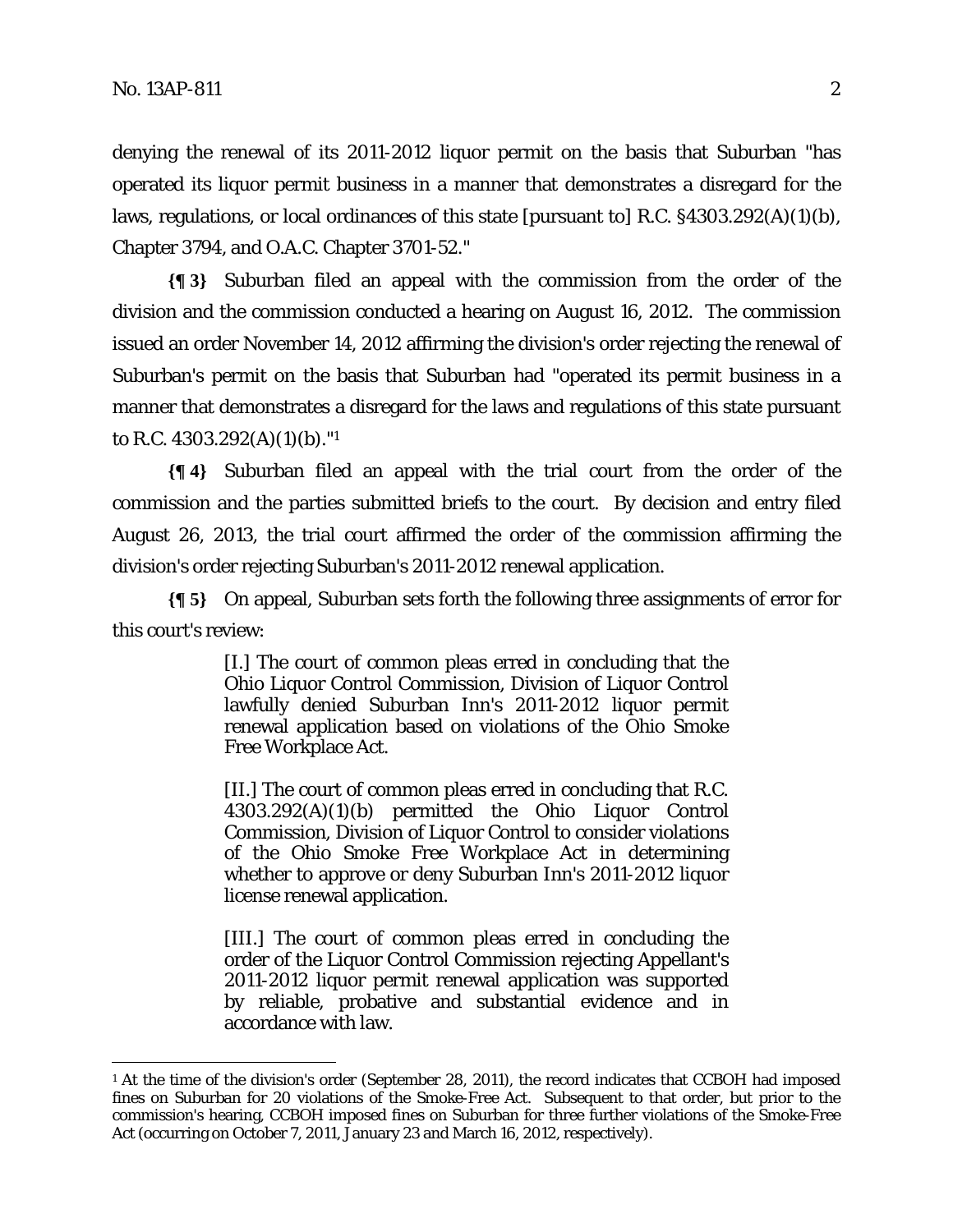denying the renewal of its 2011-2012 liquor permit on the basis that Suburban "has operated its liquor permit business in a manner that demonstrates a disregard for the laws, regulations, or local ordinances of this state [pursuant to] R.C. §4303.292(A)(1)(b), Chapter 3794, and O.A.C. Chapter 3701-52."

**{¶ 3}** Suburban filed an appeal with the commission from the order of the division and the commission conducted a hearing on August 16, 2012. The commission issued an order November 14, 2012 affirming the division's order rejecting the renewal of Suburban's permit on the basis that Suburban had "operated its permit business in a manner that demonstrates a disregard for the laws and regulations of this state pursuant to R.C. 4303.292(A)(1)(b)."[1]

**{¶ 4}** Suburban filed an appeal with the trial court from the order of the commission and the parties submitted briefs to the court. By decision and entry filed August 26, 2013, the trial court affirmed the order of the commission affirming the division's order rejecting Suburban's 2011-2012 renewal application.

**{¶ 5}** On appeal, Suburban sets forth the following three assignments of error for this court's review:

> [I.] The court of common pleas erred in concluding that the Ohio Liquor Control Commission, Division of Liquor Control lawfully denied Suburban Inn's 2011-2012 liquor permit renewal application based on violations of the Ohio Smoke Free Workplace Act.
>
> [II.] The court of common pleas erred in concluding that R.C. 4303.292(A)(1)(b) permitted the Ohio Liquor Control Commission, Division of Liquor Control to consider violations of the Ohio Smoke Free Workplace Act in determining whether to approve or deny Suburban Inn's 2011-2012 liquor license renewal application.
>
> [III.] The court of common pleas erred in concluding the order of the Liquor Control Commission rejecting Appellant's 2011-2012 liquor permit renewal application was supported by reliable, probative and substantial evidence and in accordance with law.

---

[1] At the time of the division's order (September 28, 2011), the record indicates that CCBOH had imposed fines on Suburban for 20 violations of the Smoke-Free Act. Subsequent to that order, but prior to the commission's hearing, CCBOH imposed fines on Suburban for three further violations of the Smoke-Free Act (occurring on October 7, 2011, January 23 and March 16, 2012, respectively).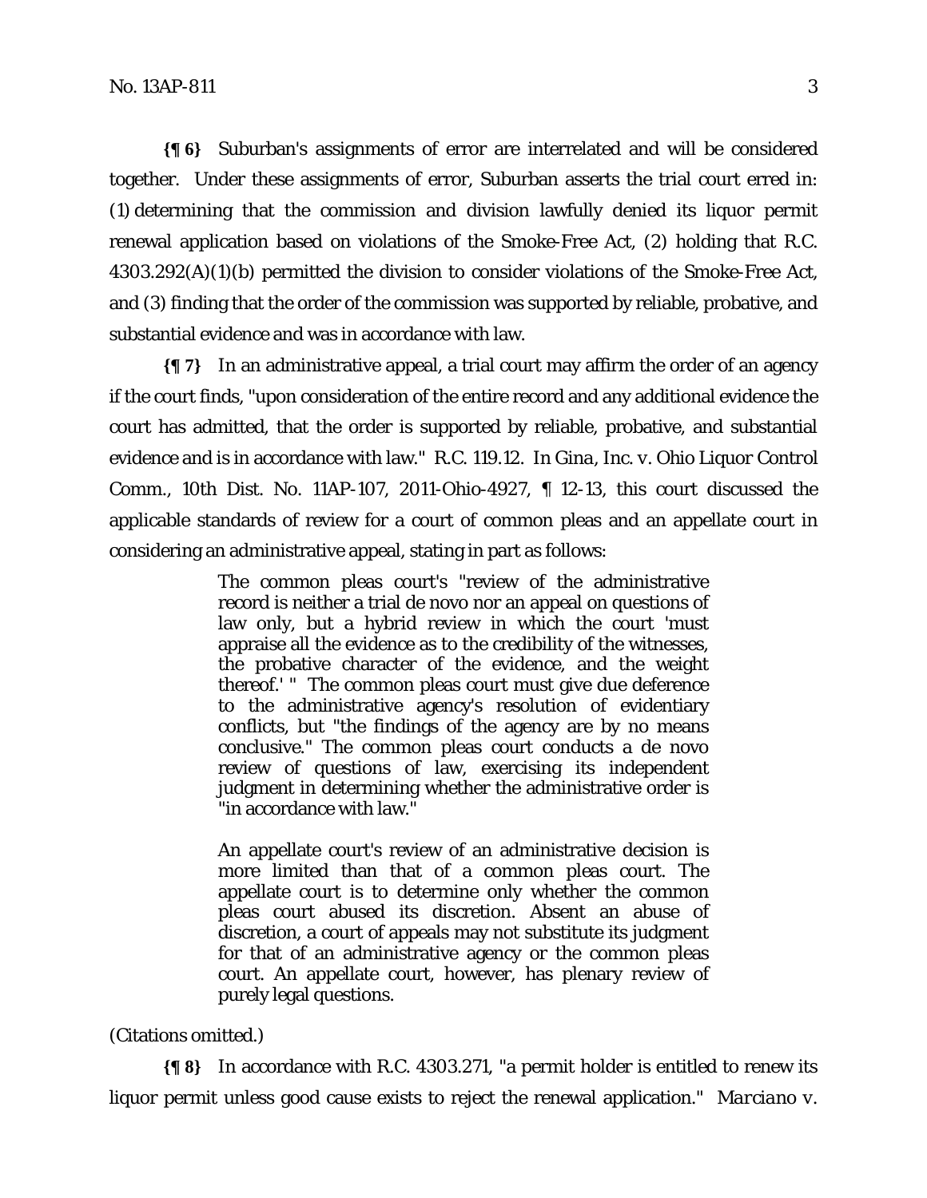**{¶ 6}** Suburban's assignments of error are interrelated and will be considered together. Under these assignments of error, Suburban asserts the trial court erred in: (1) determining that the commission and division lawfully denied its liquor permit renewal application based on violations of the Smoke-Free Act, (2) holding that R.C. 4303.292(A)(1)(b) permitted the division to consider violations of the Smoke-Free Act, and (3) finding that the order of the commission was supported by reliable, probative, and substantial evidence and was in accordance with law.

**{¶ 7}** In an administrative appeal, a trial court may affirm the order of an agency if the court finds, "upon consideration of the entire record and any additional evidence the court has admitted, that the order is supported by reliable, probative, and substantial evidence and is in accordance with law." R.C. 119.12. In *Gina, Inc. v. Ohio Liquor Control Comm.*, 10th Dist. No. 11AP-107, 2011-Ohio-4927, ¶ 12-13, this court discussed the applicable standards of review for a court of common pleas and an appellate court in considering an administrative appeal, stating in part as follows:

> The common pleas court's "review of the administrative record is neither a trial de novo nor an appeal on questions of law only, but a hybrid review in which the court 'must appraise all the evidence as to the credibility of the witnesses, the probative character of the evidence, and the weight thereof.' " The common pleas court must give due deference to the administrative agency's resolution of evidentiary conflicts, but "the findings of the agency are by no means conclusive." The common pleas court conducts a de novo review of questions of law, exercising its independent judgment in determining whether the administrative order is "in accordance with law."
>
> An appellate court's review of an administrative decision is more limited than that of a common pleas court. The appellate court is to determine only whether the common pleas court abused its discretion. Absent an abuse of discretion, a court of appeals may not substitute its judgment for that of an administrative agency or the common pleas court. An appellate court, however, has plenary review of purely legal questions.

(Citations omitted.)

**{¶ 8}** In accordance with R.C. 4303.271, "a permit holder is entitled to renew its liquor permit unless good cause exists to reject the renewal application." *Marciano v.*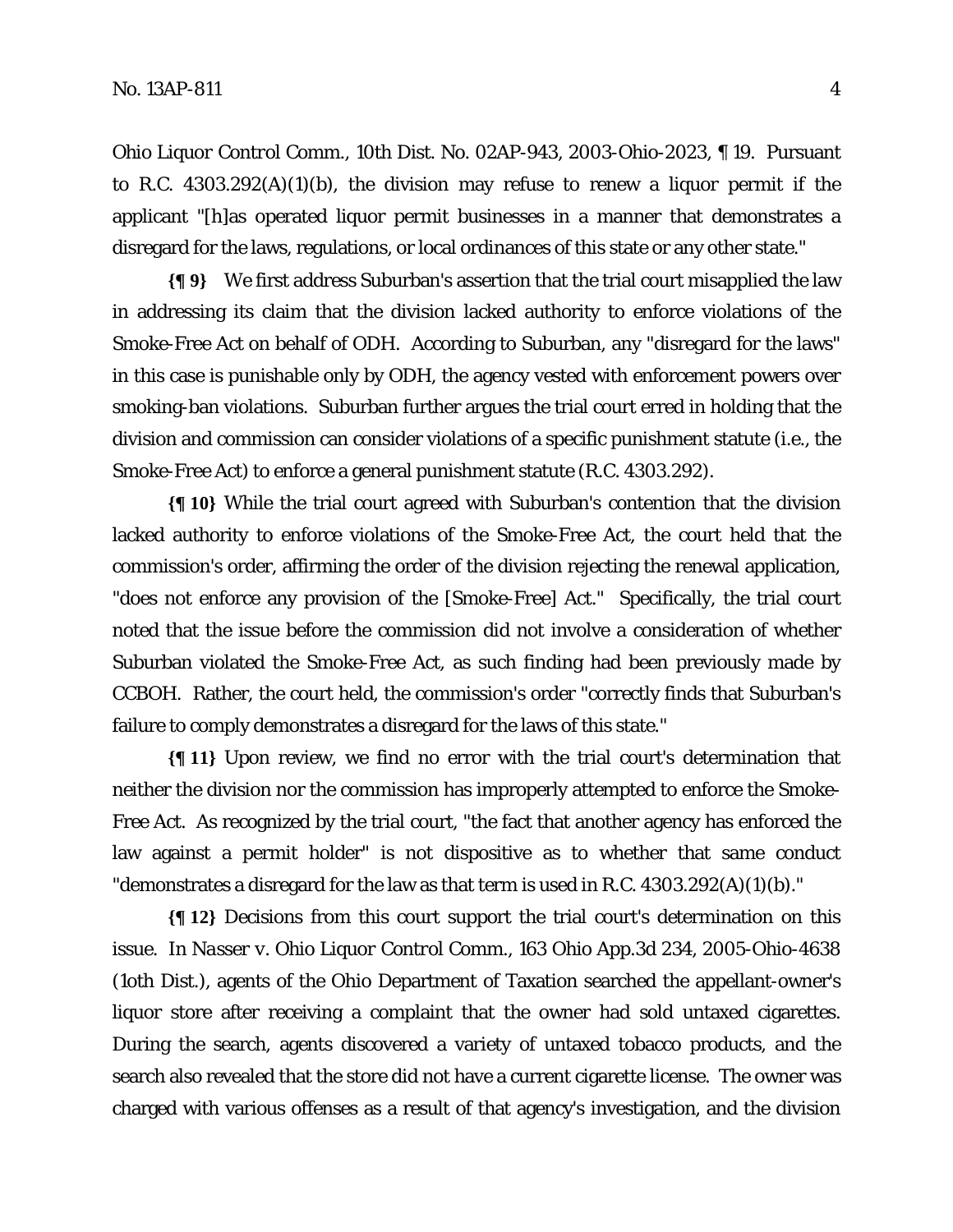Ohio Liquor Control Comm., 10th Dist. No. 02AP-943, 2003-Ohio-2023, ¶ 19. Pursuant to R.C. 4303.292(A)(1)(b), the division may refuse to renew a liquor permit if the applicant "[h]as operated liquor permit businesses in a manner that demonstrates a disregard for the laws, regulations, or local ordinances of this state or any other state."

**{¶ 9}** We first address Suburban's assertion that the trial court misapplied the law in addressing its claim that the division lacked authority to enforce violations of the Smoke-Free Act on behalf of ODH. According to Suburban, any "disregard for the laws" in this case is punishable only by ODH, the agency vested with enforcement powers over smoking-ban violations. Suburban further argues the trial court erred in holding that the division and commission can consider violations of a specific punishment statute (i.e., the Smoke-Free Act) to enforce a general punishment statute (R.C. 4303.292).

**{¶ 10}** While the trial court agreed with Suburban's contention that the division lacked authority to enforce violations of the Smoke-Free Act, the court held that the commission's order, affirming the order of the division rejecting the renewal application, "does not enforce any provision of the [Smoke-Free] Act." Specifically, the trial court noted that the issue before the commission did not involve a consideration of whether Suburban violated the Smoke-Free Act, as such finding had been previously made by CCBOH. Rather, the court held, the commission's order "correctly finds that Suburban's failure to comply demonstrates a disregard for the laws of this state."

**{¶ 11}** Upon review, we find no error with the trial court's determination that neither the division nor the commission has improperly attempted to enforce the Smoke-Free Act. As recognized by the trial court, "the fact that another agency has enforced the law against a permit holder" is not dispositive as to whether that same conduct "demonstrates a disregard for the law as that term is used in R.C. 4303.292(A)(1)(b)."

**{¶ 12}** Decisions from this court support the trial court's determination on this issue. In *Nasser v. Ohio Liquor Control Comm.*, 163 Ohio App.3d 234, 2005-Ohio-4638 (1oth Dist.), agents of the Ohio Department of Taxation searched the appellant-owner's liquor store after receiving a complaint that the owner had sold untaxed cigarettes. During the search, agents discovered a variety of untaxed tobacco products, and the search also revealed that the store did not have a current cigarette license. The owner was charged with various offenses as a result of that agency's investigation, and the division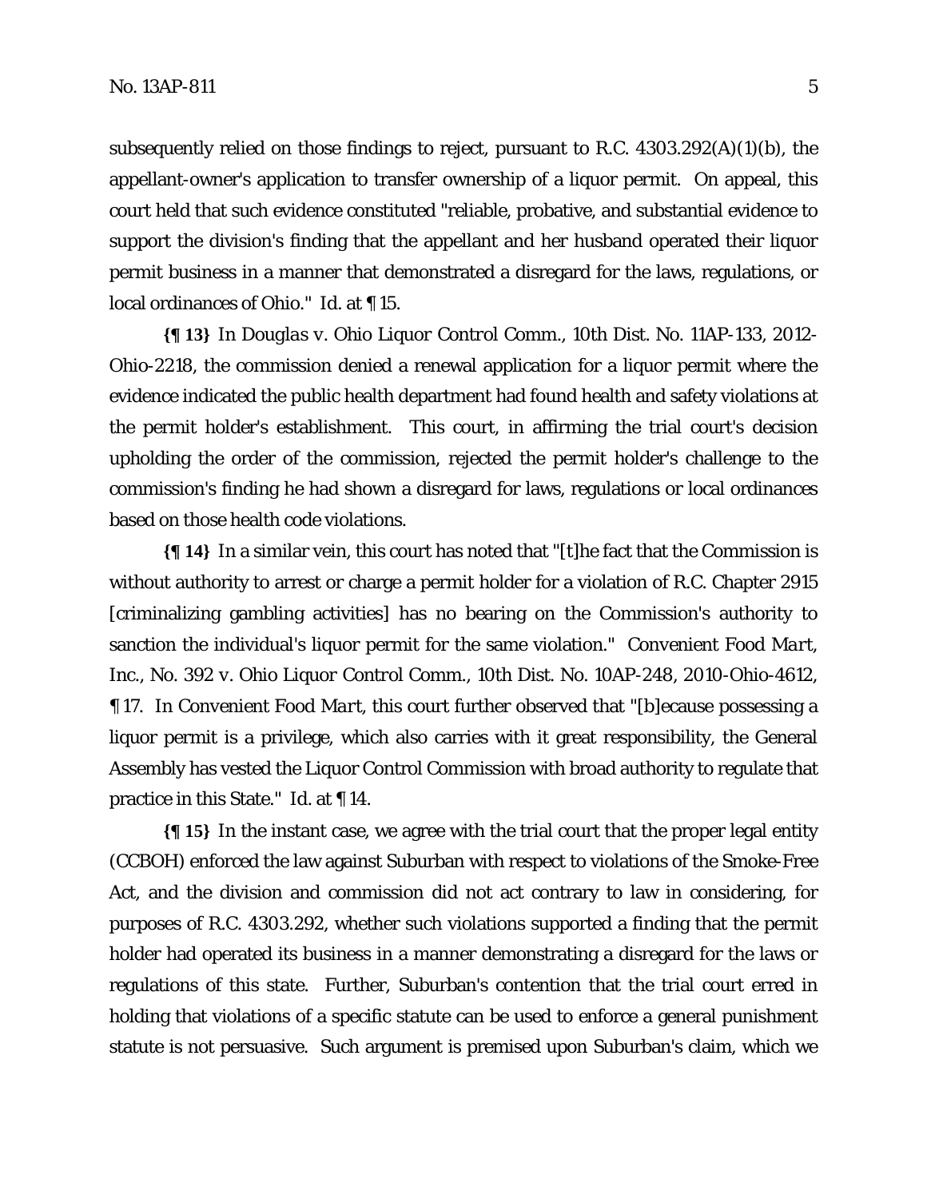subsequently relied on those findings to reject, pursuant to R.C. 4303.292(A)(1)(b), the appellant-owner's application to transfer ownership of a liquor permit. On appeal, this court held that such evidence constituted "reliable, probative, and substantial evidence to support the division's finding that the appellant and her husband operated their liquor permit business in a manner that demonstrated a disregard for the laws, regulations, or local ordinances of Ohio." *Id.* at ¶ 15.

**{¶ 13}** In *Douglas v. Ohio Liquor Control Comm.*, 10th Dist. No. 11AP-133, 2012-Ohio-2218, the commission denied a renewal application for a liquor permit where the evidence indicated the public health department had found health and safety violations at the permit holder's establishment. This court, in affirming the trial court's decision upholding the order of the commission, rejected the permit holder's challenge to the commission's finding he had shown a disregard for laws, regulations or local ordinances based on those health code violations.

**{¶ 14}** In a similar vein, this court has noted that "[t]he fact that the Commission is without authority to arrest or charge a permit holder for a violation of R.C. Chapter 2915 [criminalizing gambling activities] has no bearing on the Commission's authority to sanction the individual's liquor permit for the same violation." *Convenient Food Mart, Inc., No. 392 v. Ohio Liquor Control Comm.*, 10th Dist. No. 10AP-248, 2010-Ohio-4612, ¶ 17. In *Convenient Food Mart*, this court further observed that "[b]ecause possessing a liquor permit is a privilege, which also carries with it great responsibility, the General Assembly has vested the Liquor Control Commission with broad authority to regulate that practice in this State." *Id.* at ¶ 14.

**{¶ 15}** In the instant case, we agree with the trial court that the proper legal entity (CCBOH) enforced the law against Suburban with respect to violations of the Smoke-Free Act, and the division and commission did not act contrary to law in considering, for purposes of R.C. 4303.292, whether such violations supported a finding that the permit holder had operated its business in a manner demonstrating a disregard for the laws or regulations of this state. Further, Suburban's contention that the trial court erred in holding that violations of a specific statute can be used to enforce a general punishment statute is not persuasive. Such argument is premised upon Suburban's claim, which we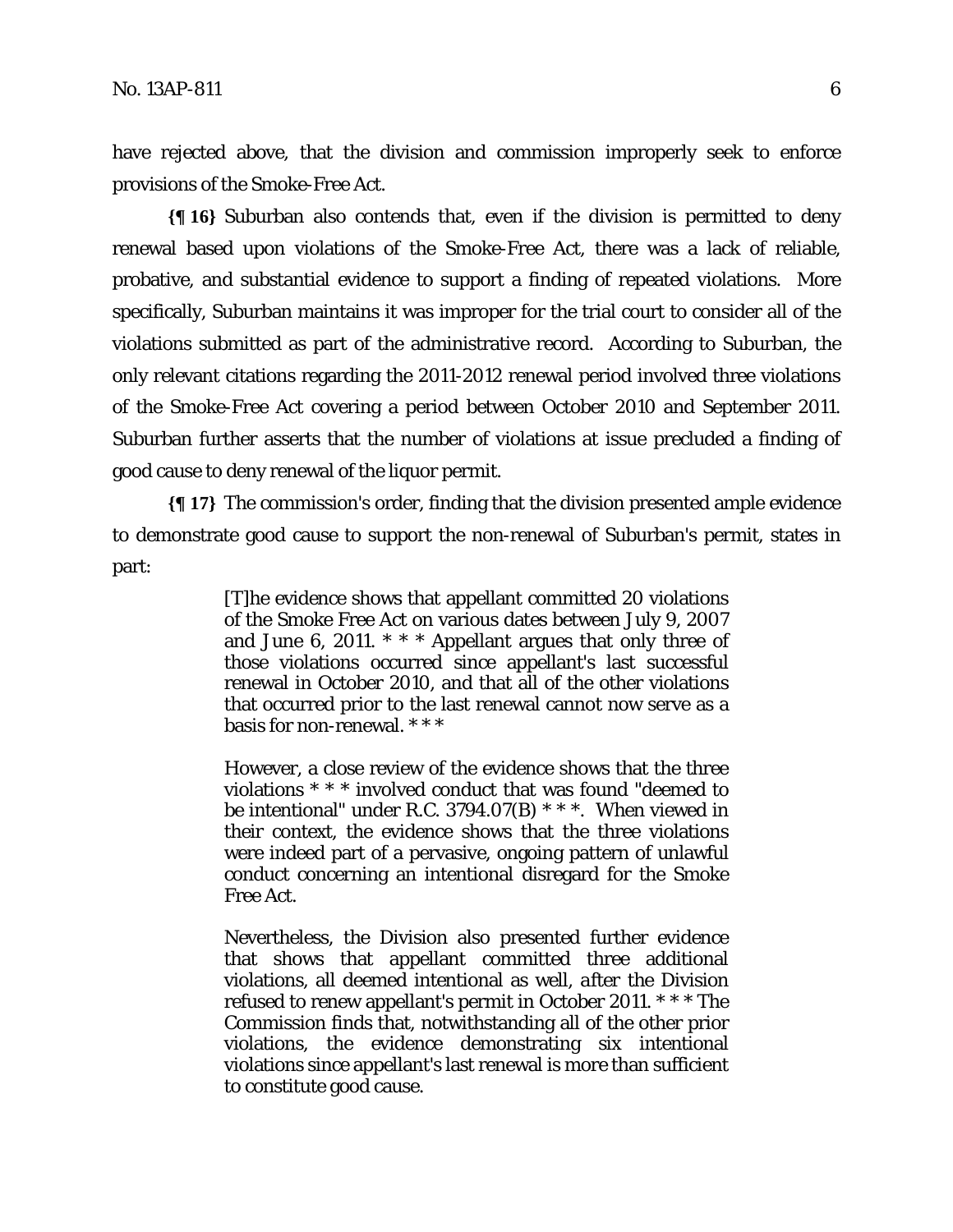have rejected above, that the division and commission improperly seek to enforce provisions of the Smoke-Free Act.

**{¶ 16}** Suburban also contends that, even if the division is permitted to deny renewal based upon violations of the Smoke-Free Act, there was a lack of reliable, probative, and substantial evidence to support a finding of repeated violations. More specifically, Suburban maintains it was improper for the trial court to consider all of the violations submitted as part of the administrative record. According to Suburban, the only relevant citations regarding the 2011-2012 renewal period involved three violations of the Smoke-Free Act covering a period between October 2010 and September 2011. Suburban further asserts that the number of violations at issue precluded a finding of good cause to deny renewal of the liquor permit.

**{¶ 17}** The commission's order, finding that the division presented ample evidence to demonstrate good cause to support the non-renewal of Suburban's permit, states in part:

> [T]he evidence shows that appellant committed 20 violations of the Smoke Free Act on various dates between July 9, 2007 and June 6, 2011. * * * Appellant argues that only three of those violations occurred since appellant's last successful renewal in October 2010, and that all of the other violations that occurred prior to the last renewal cannot now serve as a basis for non-renewal. * * *
>
> However, a close review of the evidence shows that the three violations * * * involved conduct that was found "deemed to be intentional" under R.C. 3794.07(B) * * *. When viewed in their context, the evidence shows that the three violations were indeed part of a pervasive, ongoing pattern of unlawful conduct concerning an intentional disregard for the Smoke Free Act.
>
> Nevertheless, the Division also presented further evidence that shows that appellant committed three additional violations, all deemed intentional as well, after the Division refused to renew appellant's permit in October 2011. * * * The Commission finds that, notwithstanding all of the other prior violations, the evidence demonstrating six intentional violations since appellant's last renewal is more than sufficient to constitute good cause.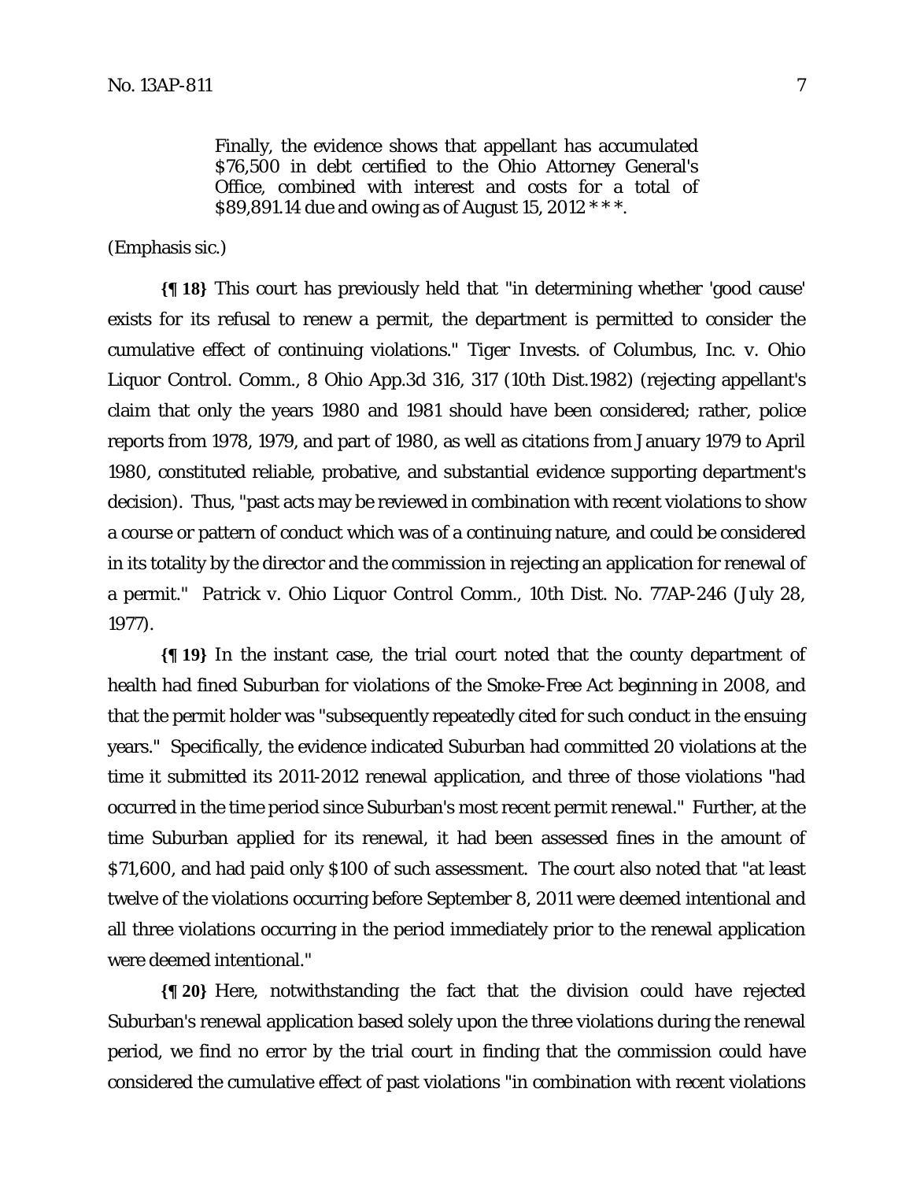> Finally, the evidence shows that appellant has accumulated $76,500 in debt certified to the Ohio Attorney General's Office, combined with interest and costs for a total of $89,891.14 due and owing as of August 15, 2012 * * *.

(Emphasis sic.)

**{¶ 18}** This court has previously held that "in determining whether 'good cause' exists for its refusal to renew a permit, the department is permitted to consider the cumulative effect of continuing violations." *Tiger Invests. of Columbus, Inc. v. Ohio Liquor Control. Comm.*, 8 Ohio App.3d 316, 317 (10th Dist.1982) (rejecting appellant's claim that only the years 1980 and 1981 should have been considered; rather, police reports from 1978, 1979, and part of 1980, as well as citations from January 1979 to April 1980, constituted reliable, probative, and substantial evidence supporting department's decision). Thus, "past acts may be reviewed in combination with recent violations to show a course or pattern of conduct which was of a continuing nature, and could be considered in its totality by the director and the commission in rejecting an application for renewal of a permit." *Patrick v. Ohio Liquor Control Comm.*, 10th Dist. No. 77AP-246 (July 28, 1977).

**{¶ 19}** In the instant case, the trial court noted that the county department of health had fined Suburban for violations of the Smoke-Free Act beginning in 2008, and that the permit holder was "subsequently repeatedly cited for such conduct in the ensuing years." Specifically, the evidence indicated Suburban had committed 20 violations at the time it submitted its 2011-2012 renewal application, and three of those violations "had occurred in the time period since Suburban's most recent permit renewal." Further, at the time Suburban applied for its renewal, it had been assessed fines in the amount of $71,600, and had paid only $100 of such assessment. The court also noted that "at least twelve of the violations occurring before September 8, 2011 were deemed intentional and all three violations occurring in the period immediately prior to the renewal application were deemed intentional."

**{¶ 20}** Here, notwithstanding the fact that the division could have rejected Suburban's renewal application based solely upon the three violations during the renewal period, we find no error by the trial court in finding that the commission could have considered the cumulative effect of past violations "in combination with recent violations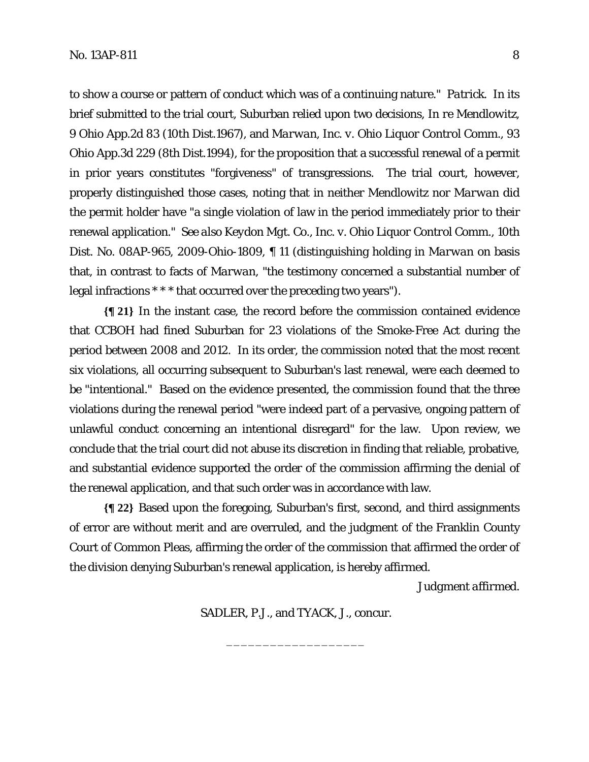to show a course or pattern of conduct which was of a continuing nature." *Patrick*. In its brief submitted to the trial court, Suburban relied upon two decisions, *In re Mendlowitz*, 9 Ohio App.2d 83 (10th Dist.1967), and *Marwan, Inc. v. Ohio Liquor Control Comm.*, 93 Ohio App.3d 229 (8th Dist.1994), for the proposition that a successful renewal of a permit in prior years constitutes "forgiveness" of transgressions. The trial court, however, properly distinguished those cases, noting that in neither *Mendlowitz* nor *Marwan* did the permit holder have "a single violation of law in the period immediately prior to their renewal application." *See also Keydon Mgt. Co., Inc. v. Ohio Liquor Control Comm.*, 10th Dist. No. 08AP-965, 2009-Ohio-1809, ¶ 11 (distinguishing holding in *Marwan* on basis that, in contrast to facts of *Marwan*, "the testimony concerned a substantial number of legal infractions * * * that occurred over the preceding two years").

**{¶ 21}** In the instant case, the record before the commission contained evidence that CCBOH had fined Suburban for 23 violations of the Smoke-Free Act during the period between 2008 and 2012. In its order, the commission noted that the most recent six violations, all occurring subsequent to Suburban's last renewal, were each deemed to be "intentional." Based on the evidence presented, the commission found that the three violations during the renewal period "were indeed part of a pervasive, ongoing pattern of unlawful conduct concerning an intentional disregard" for the law. Upon review, we conclude that the trial court did not abuse its discretion in finding that reliable, probative, and substantial evidence supported the order of the commission affirming the denial of the renewal application, and that such order was in accordance with law.

**{¶ 22}** Based upon the foregoing, Suburban's first, second, and third assignments of error are without merit and are overruled, and the judgment of the Franklin County Court of Common Pleas, affirming the order of the commission that affirmed the order of the division denying Suburban's renewal application, is hereby affirmed.

*Judgment affirmed.*

SADLER, P.J., and TYACK, J., concur.

___________________